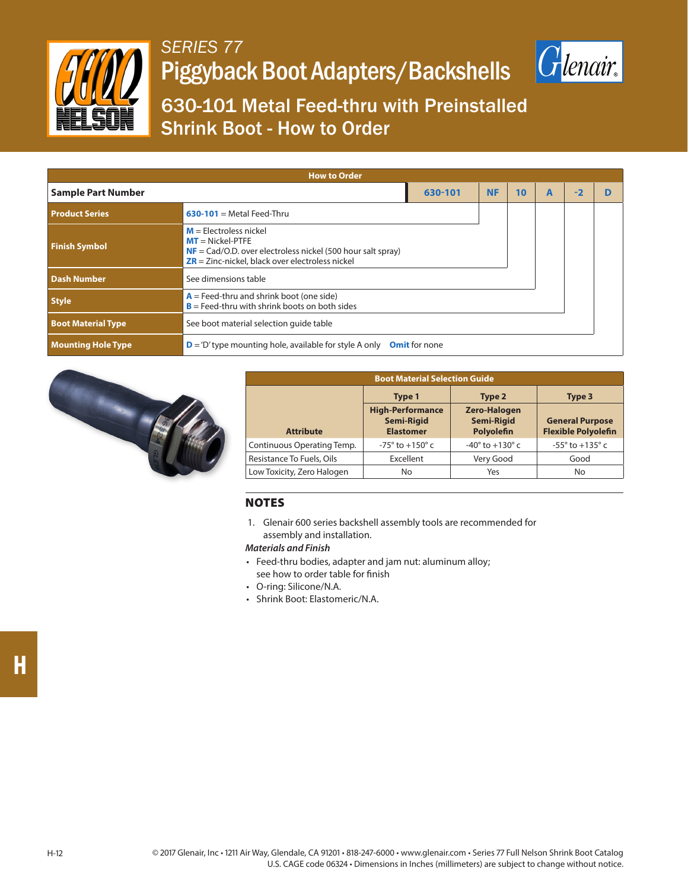# SERIES 77

# Piggyback Boot Adapters/Backshells

## 630-101 Metal Feed-thru with Preinstalled Shrink Boot - How to Order

**How to Order**

| Sample Part Number | 630-101 | NF | 10 | A | -2 | D |
|---|---|---|---|---|---|---|
| **Product Series** | **630-101** = Metal Feed-Thru | | | | | |
| **Finish Symbol** | **M** = Electroless nickel<br>**MT** = Nickel-PTFE<br>**NF** = Cad/O.D. over electroless nickel (500 hour salt spray)<br>**ZR** = Zinc-nickel, black over electroless nickel | | | | | |
| **Dash Number** | See dimensions table | | | | | |
| **Style** | **A** = Feed-thru and shrink boot (one side)<br>**B** = Feed-thru with shrink boots on both sides | | | | | |
| **Boot Material Type** | See boot material selection guide table | | | | | |
| **Mounting Hole Type** | **D** = 'D' type mounting hole, available for style A only **Omit** for none | | | | | |

**Boot Material Selection Guide**

| Attribute | Type 1<br>High-Performance Semi-Rigid Elastomer | Type 2<br>Zero-Halogen Semi-Rigid Polyolefin | Type 3<br>General Purpose Flexible Polyolefin |
|---|---|---|---|
| Continuous Operating Temp. | -75° to +150° c | -40° to +130° c | -55° to +135° c |
| Resistance To Fuels, Oils | Excellent | Very Good | Good |
| Low Toxicity, Zero Halogen | No | Yes | No |

## NOTES

1. Glenair 600 series backshell assembly tools are recommended for assembly and installation.

*Materials and Finish*

- Feed-thru bodies, adapter and jam nut: aluminum alloy; see how to order table for finish
- O-ring: Silicone/N.A.
- Shrink Boot: Elastomeric/N.A.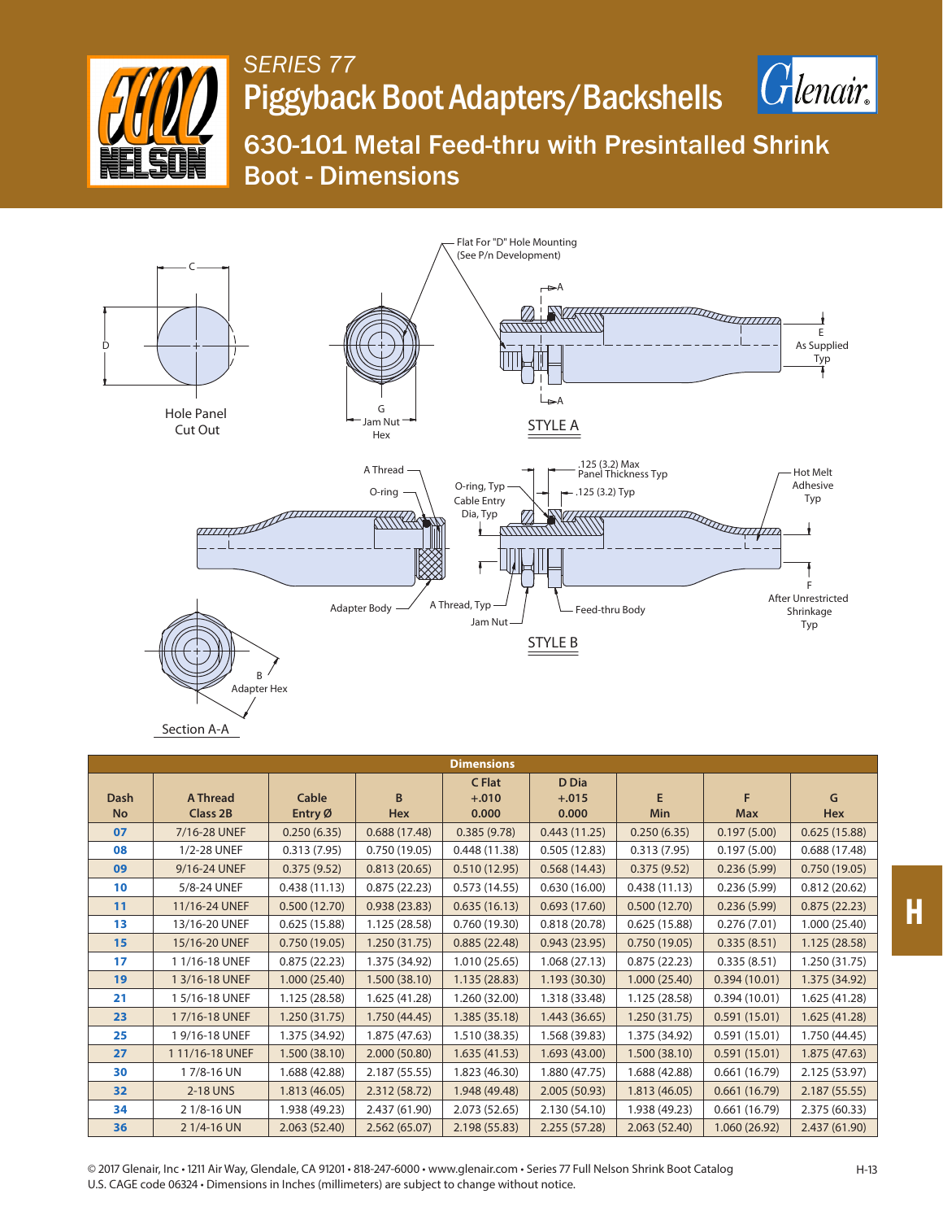SERIES 77

# Piggyback Boot Adapters/Backshells

## 630-101 Metal Feed-thru with Presintalled Shrink Boot - Dimensions

Flat For "D" Hole Mounting (See P/n Development)

C

D

Hole Panel Cut Out

G Jam Nut Hex

A

E As Supplied Typ

STYLE A

A Thread

O-ring

O-ring, Typ

Cable Entry Dia, Typ

.125 (3.2) Max Panel Thickness Typ

.125 (3.2) Typ

Hot Melt Adhesive Typ

F After Unrestricted Shrinkage Typ

Adapter Body

A Thread, Typ

Jam Nut

Feed-thru Body

STYLE B

B Adapter Hex

Section A-A

| Dimensions | | | | | | | | |
|---|---|---|---|---|---|---|---|---|
| Dash No | A Thread Class 2B | Cable Entry Ø | B Hex | C Flat +.010 0.000 | D Dia +.015 0.000 | E Min | F Max | G Hex |
| 07 | 7/16-28 UNEF | 0.250 (6.35) | 0.688 (17.48) | 0.385 (9.78) | 0.443 (11.25) | 0.250 (6.35) | 0.197 (5.00) | 0.625 (15.88) |
| 08 | 1/2-28 UNEF | 0.313 (7.95) | 0.750 (19.05) | 0.448 (11.38) | 0.505 (12.83) | 0.313 (7.95) | 0.197 (5.00) | 0.688 (17.48) |
| 09 | 9/16-24 UNEF | 0.375 (9.52) | 0.813 (20.65) | 0.510 (12.95) | 0.568 (14.43) | 0.375 (9.52) | 0.236 (5.99) | 0.750 (19.05) |
| 10 | 5/8-24 UNEF | 0.438 (11.13) | 0.875 (22.23) | 0.573 (14.55) | 0.630 (16.00) | 0.438 (11.13) | 0.236 (5.99) | 0.812 (20.62) |
| 11 | 11/16-24 UNEF | 0.500 (12.70) | 0.938 (23.83) | 0.635 (16.13) | 0.693 (17.60) | 0.500 (12.70) | 0.236 (5.99) | 0.875 (22.23) |
| 13 | 13/16-20 UNEF | 0.625 (15.88) | 1.125 (28.58) | 0.760 (19.30) | 0.818 (20.78) | 0.625 (15.88) | 0.276 (7.01) | 1.000 (25.40) |
| 15 | 15/16-20 UNEF | 0.750 (19.05) | 1.250 (31.75) | 0.885 (22.48) | 0.943 (23.95) | 0.750 (19.05) | 0.335 (8.51) | 1.125 (28.58) |
| 17 | 1 1/16-18 UNEF | 0.875 (22.23) | 1.375 (34.92) | 1.010 (25.65) | 1.068 (27.13) | 0.875 (22.23) | 0.335 (8.51) | 1.250 (31.75) |
| 19 | 1 3/16-18 UNEF | 1.000 (25.40) | 1.500 (38.10) | 1.135 (28.83) | 1.193 (30.30) | 1.000 (25.40) | 0.394 (10.01) | 1.375 (34.92) |
| 21 | 1 5/16-18 UNEF | 1.125 (28.58) | 1.625 (41.28) | 1.260 (32.00) | 1.318 (33.48) | 1.125 (28.58) | 0.394 (10.01) | 1.625 (41.28) |
| 23 | 1 7/16-18 UNEF | 1.250 (31.75) | 1.750 (44.45) | 1.385 (35.18) | 1.443 (36.65) | 1.250 (31.75) | 0.591 (15.01) | 1.625 (41.28) |
| 25 | 1 9/16-18 UNEF | 1.375 (34.92) | 1.875 (47.63) | 1.510 (38.35) | 1.568 (39.83) | 1.375 (34.92) | 0.591 (15.01) | 1.750 (44.45) |
| 27 | 1 11/16-18 UNEF | 1.500 (38.10) | 2.000 (50.80) | 1.635 (41.53) | 1.693 (43.00) | 1.500 (38.10) | 0.591 (15.01) | 1.875 (47.63) |
| 30 | 1 7/8-16 UN | 1.688 (42.88) | 2.187 (55.55) | 1.823 (46.30) | 1.880 (47.75) | 1.688 (42.88) | 0.661 (16.79) | 2.125 (53.97) |
| 32 | 2-18 UNS | 1.813 (46.05) | 2.312 (58.72) | 1.948 (49.48) | 2.005 (50.93) | 1.813 (46.05) | 0.661 (16.79) | 2.187 (55.55) |
| 34 | 2 1/8-16 UN | 1.938 (49.23) | 2.437 (61.90) | 2.073 (52.65) | 2.130 (54.10) | 1.938 (49.23) | 0.661 (16.79) | 2.375 (60.33) |
| 36 | 2 1/4-16 UN | 2.063 (52.40) | 2.562 (65.07) | 2.198 (55.83) | 2.255 (57.28) | 2.063 (52.40) | 1.060 (26.92) | 2.437 (61.90) |

© 2017 Glenair, Inc • 1211 Air Way, Glendale, CA 91201 • 818-247-6000 • www.glenair.com • Series 77 Full Nelson Shrink Boot Catalog
U.S. CAGE code 06324 • Dimensions in Inches (millimeters) are subject to change without notice.